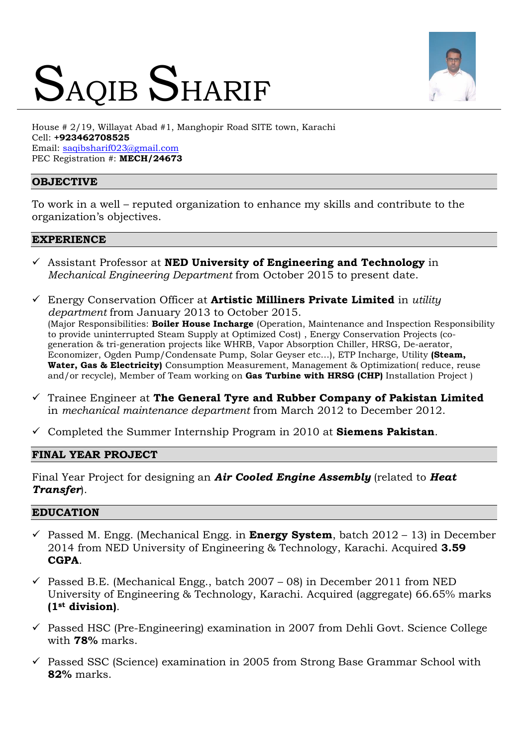# SAQIB SHARIF

House # 2/19, Willayat Abad #1, Manghopir Road SITE town, Karachi
Cell: **+923462708525**
Email: saqibsharif023@gmail.com
PEC Registration #: **MECH/24673**

## OBJECTIVE

To work in a well – reputed organization to enhance my skills and contribute to the organization's objectives.

## EXPERIENCE

- ✓ Assistant Professor at **NED University of Engineering and Technology** in *Mechanical Engineering Department* from October 2015 to present date.
- ✓ Energy Conservation Officer at **Artistic Milliners Private Limited** in *utility department* from January 2013 to October 2015.
  (Major Responsibilities: **Boiler House Incharge** (Operation, Maintenance and Inspection Responsibility to provide uninterrupted Steam Supply at Optimized Cost) , Energy Conservation Projects (co-generation & tri-generation projects like WHRB, Vapor Absorption Chiller, HRSG, De-aerator, Economizer, Ogden Pump/Condensate Pump, Solar Geyser etc...), ETP Incharge, Utility **(Steam, Water, Gas & Electricity)** Consumption Measurement, Management & Optimization( reduce, reuse and/or recycle), Member of Team working on **Gas Turbine with HRSG (CHP)** Installation Project )
- ✓ Trainee Engineer at **The General Tyre and Rubber Company of Pakistan Limited** in *mechanical maintenance department* from March 2012 to December 2012.
- ✓ Completed the Summer Internship Program in 2010 at **Siemens Pakistan**.

## FINAL YEAR PROJECT

Final Year Project for designing an ***Air Cooled Engine Assembly*** (related to ***Heat Transfer***).

## EDUCATION

- ✓ Passed M. Engg. (Mechanical Engg. in **Energy System**, batch 2012 – 13) in December 2014 from NED University of Engineering & Technology, Karachi. Acquired **3.59 CGPA**.
- ✓ Passed B.E. (Mechanical Engg., batch 2007 – 08) in December 2011 from NED University of Engineering & Technology, Karachi. Acquired (aggregate) 66.65% marks **(1st division)**.
- ✓ Passed HSC (Pre-Engineering) examination in 2007 from Dehli Govt. Science College with **78%** marks.
- ✓ Passed SSC (Science) examination in 2005 from Strong Base Grammar School with **82%** marks.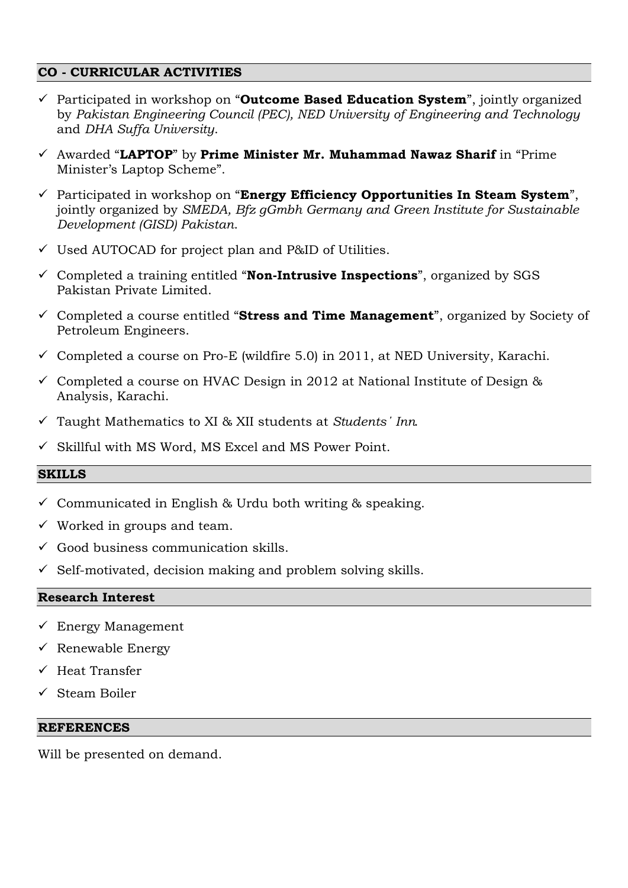## CO - CURRICULAR ACTIVITIES

- ✓ Participated in workshop on "**Outcome Based Education System**", jointly organized by *Pakistan Engineering Council (PEC), NED University of Engineering and Technology* and *DHA Suffa University*.
- ✓ Awarded "**LAPTOP**" by **Prime Minister Mr. Muhammad Nawaz Sharif** in "Prime Minister's Laptop Scheme".
- ✓ Participated in workshop on "**Energy Efficiency Opportunities In Steam System**", jointly organized by *SMEDA, Bfz gGmbh Germany and Green Institute for Sustainable Development (GISD) Pakistan*.
- ✓ Used AUTOCAD for project plan and P&ID of Utilities.
- ✓ Completed a training entitled "**Non-Intrusive Inspections**", organized by SGS Pakistan Private Limited.
- ✓ Completed a course entitled "**Stress and Time Management**", organized by Society of Petroleum Engineers.
- ✓ Completed a course on Pro-E (wildfire 5.0) in 2011, at NED University, Karachi.
- ✓ Completed a course on HVAC Design in 2012 at National Institute of Design & Analysis, Karachi.
- ✓ Taught Mathematics to XI & XII students at *Students' Inn*.
- ✓ Skillful with MS Word, MS Excel and MS Power Point.

## SKILLS

- ✓ Communicated in English & Urdu both writing & speaking.
- ✓ Worked in groups and team.
- ✓ Good business communication skills.
- ✓ Self-motivated, decision making and problem solving skills.

## Research Interest

- ✓ Energy Management
- ✓ Renewable Energy
- ✓ Heat Transfer
- ✓ Steam Boiler

## REFERENCES

Will be presented on demand.